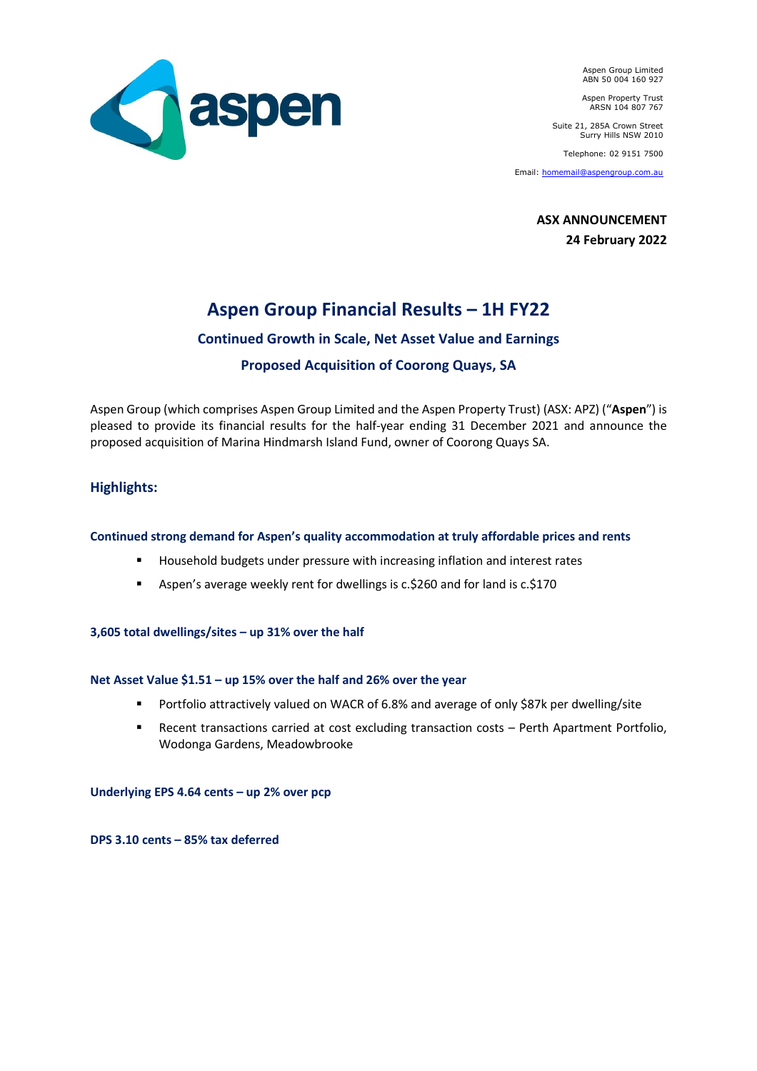Aspen Group Limited
ABN 50 004 160 927

Aspen Property Trust
ARSN 104 807 767

Suite 21, 285A Crown Street
Surry Hills NSW 2010

Telephone: 02 9151 7500

Email: homemail@aspengroup.com.au

**ASX ANNOUNCEMENT**
**24 February 2022**

# Aspen Group Financial Results – 1H FY22

## Continued Growth in Scale, Net Asset Value and Earnings

## Proposed Acquisition of Coorong Quays, SA

Aspen Group (which comprises Aspen Group Limited and the Aspen Property Trust) (ASX: APZ) ("**Aspen**") is pleased to provide its financial results for the half-year ending 31 December 2021 and announce the proposed acquisition of Marina Hindmarsh Island Fund, owner of Coorong Quays SA.

## Highlights:

### Continued strong demand for Aspen's quality accommodation at truly affordable prices and rents

- Household budgets under pressure with increasing inflation and interest rates
- Aspen's average weekly rent for dwellings is c.$260 and for land is c.$170

### 3,605 total dwellings/sites – up 31% over the half

### Net Asset Value $1.51 – up 15% over the half and 26% over the year

- Portfolio attractively valued on WACR of 6.8% and average of only $87k per dwelling/site
- Recent transactions carried at cost excluding transaction costs – Perth Apartment Portfolio, Wodonga Gardens, Meadowbrooke

### Underlying EPS 4.64 cents – up 2% over pcp

### DPS 3.10 cents – 85% tax deferred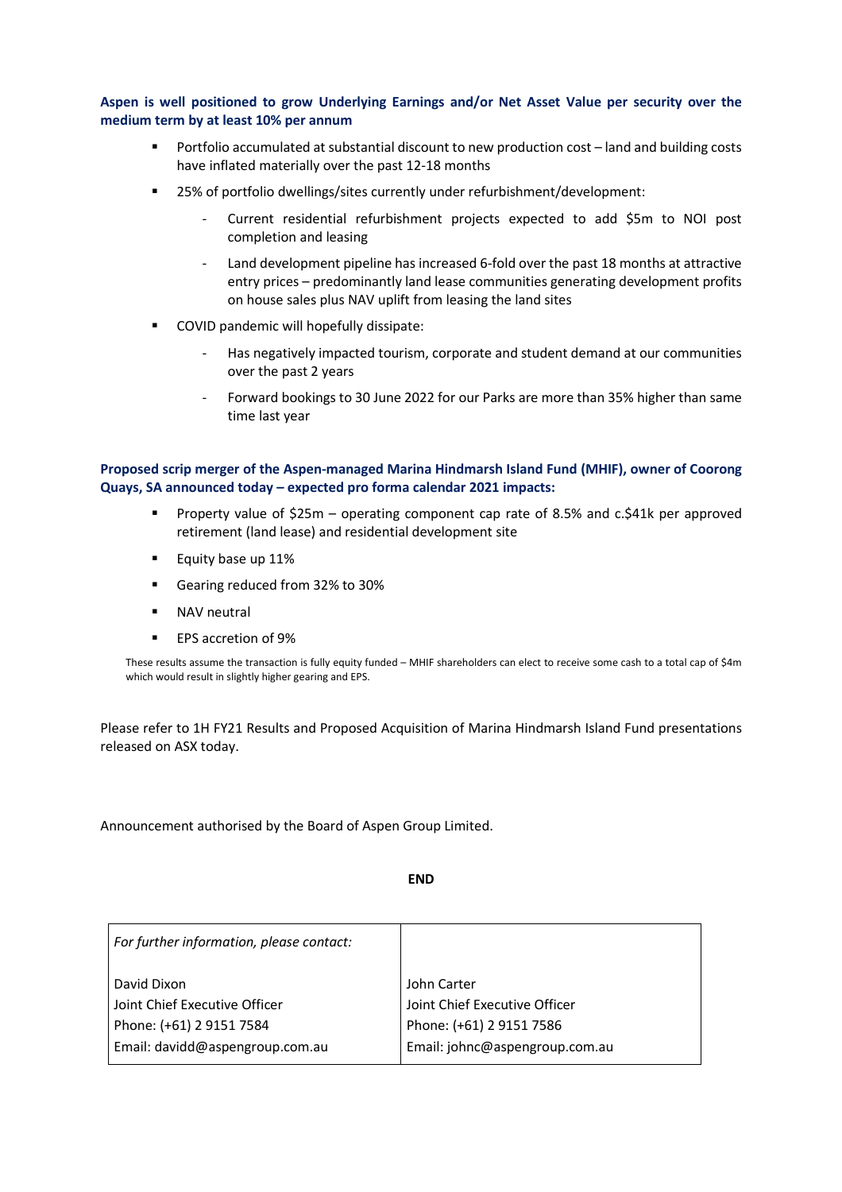**Aspen is well positioned to grow Underlying Earnings and/or Net Asset Value per security over the medium term by at least 10% per annum**

- Portfolio accumulated at substantial discount to new production cost – land and building costs have inflated materially over the past 12-18 months
- 25% of portfolio dwellings/sites currently under refurbishment/development:
  - Current residential refurbishment projects expected to add $5m to NOI post completion and leasing
  - Land development pipeline has increased 6-fold over the past 18 months at attractive entry prices – predominantly land lease communities generating development profits on house sales plus NAV uplift from leasing the land sites
- COVID pandemic will hopefully dissipate:
  - Has negatively impacted tourism, corporate and student demand at our communities over the past 2 years
  - Forward bookings to 30 June 2022 for our Parks are more than 35% higher than same time last year

**Proposed scrip merger of the Aspen-managed Marina Hindmarsh Island Fund (MHIF), owner of Coorong Quays, SA announced today – expected pro forma calendar 2021 impacts:**

- Property value of $25m – operating component cap rate of 8.5% and c.$41k per approved retirement (land lease) and residential development site
- Equity base up 11%
- Gearing reduced from 32% to 30%
- NAV neutral
- EPS accretion of 9%

These results assume the transaction is fully equity funded – MHIF shareholders can elect to receive some cash to a total cap of $4m which would result in slightly higher gearing and EPS.

Please refer to 1H FY21 Results and Proposed Acquisition of Marina Hindmarsh Island Fund presentations released on ASX today.

Announcement authorised by the Board of Aspen Group Limited.

**END**

| *For further information, please contact:* | |
|---|---|
| David Dixon | John Carter |
| Joint Chief Executive Officer | Joint Chief Executive Officer |
| Phone: (+61) 2 9151 7584 | Phone: (+61) 2 9151 7586 |
| Email: davidd@aspengroup.com.au | Email: johnc@aspengroup.com.au |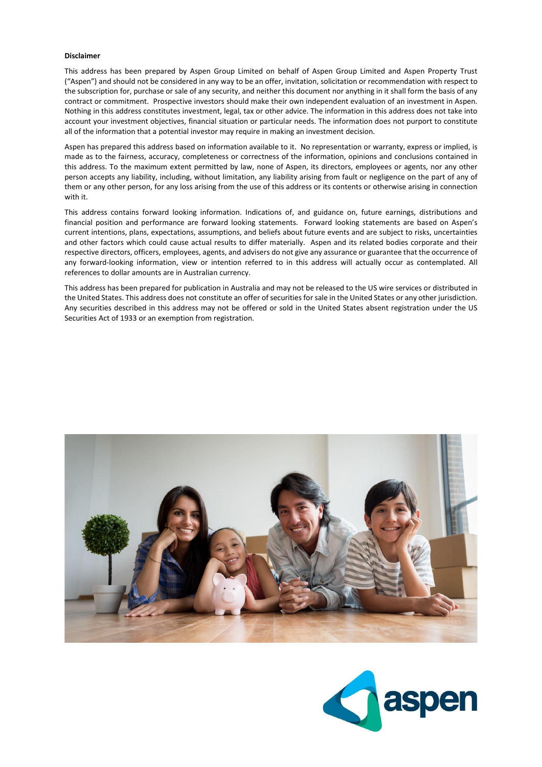**Disclaimer**

This address has been prepared by Aspen Group Limited on behalf of Aspen Group Limited and Aspen Property Trust ("Aspen") and should not be considered in any way to be an offer, invitation, solicitation or recommendation with respect to the subscription for, purchase or sale of any security, and neither this document nor anything in it shall form the basis of any contract or commitment. Prospective investors should make their own independent evaluation of an investment in Aspen. Nothing in this address constitutes investment, legal, tax or other advice. The information in this address does not take into account your investment objectives, financial situation or particular needs. The information does not purport to constitute all of the information that a potential investor may require in making an investment decision.

Aspen has prepared this address based on information available to it. No representation or warranty, express or implied, is made as to the fairness, accuracy, completeness or correctness of the information, opinions and conclusions contained in this address. To the maximum extent permitted by law, none of Aspen, its directors, employees or agents, nor any other person accepts any liability, including, without limitation, any liability arising from fault or negligence on the part of any of them or any other person, for any loss arising from the use of this address or its contents or otherwise arising in connection with it.

This address contains forward looking information. Indications of, and guidance on, future earnings, distributions and financial position and performance are forward looking statements. Forward looking statements are based on Aspen's current intentions, plans, expectations, assumptions, and beliefs about future events and are subject to risks, uncertainties and other factors which could cause actual results to differ materially. Aspen and its related bodies corporate and their respective directors, officers, employees, agents, and advisers do not give any assurance or guarantee that the occurrence of any forward-looking information, view or intention referred to in this address will actually occur as contemplated. All references to dollar amounts are in Australian currency.

This address has been prepared for publication in Australia and may not be released to the US wire services or distributed in the United States. This address does not constitute an offer of securities for sale in the United States or any other jurisdiction. Any securities described in this address may not be offered or sold in the United States absent registration under the US Securities Act of 1933 or an exemption from registration.

aspen